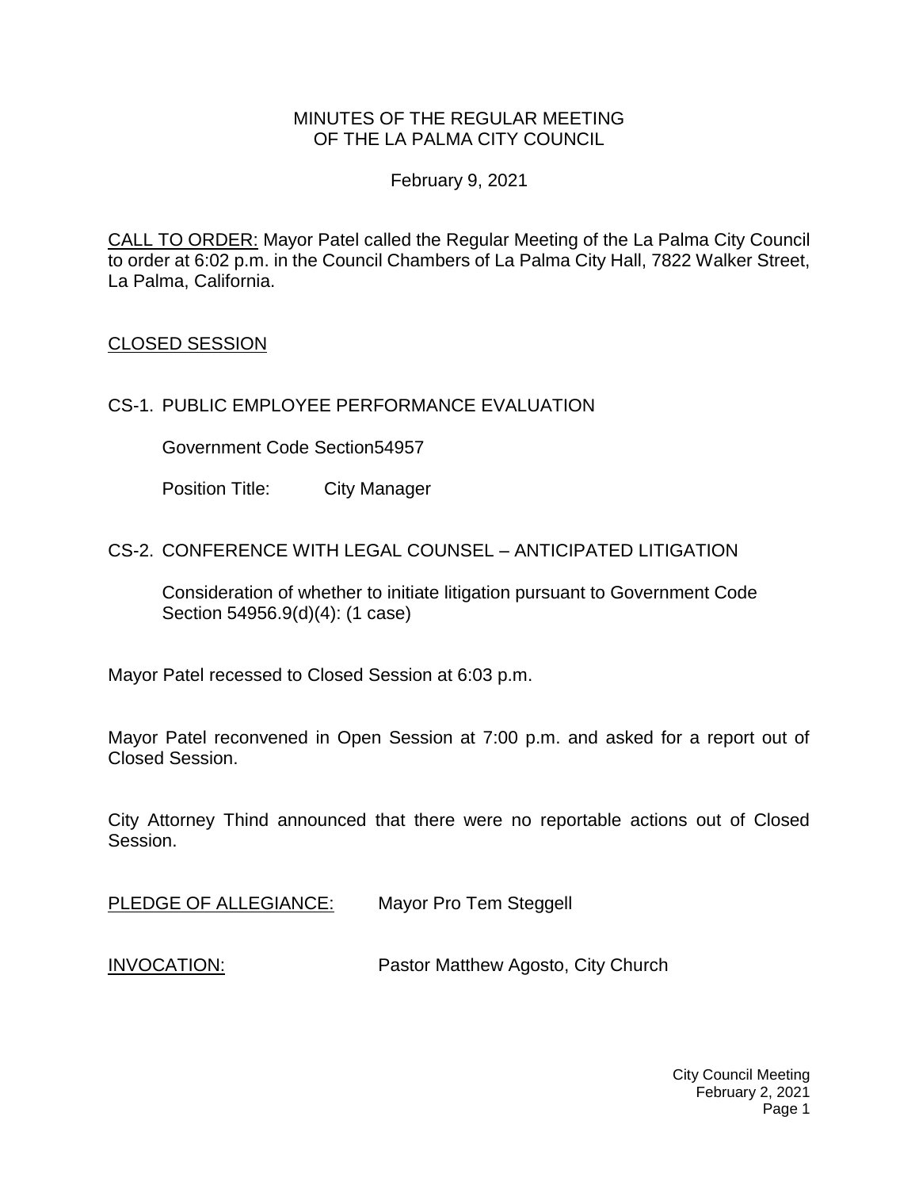MINUTES OF THE REGULAR MEETING
OF THE LA PALMA CITY COUNCIL

February 9, 2021

CALL TO ORDER: Mayor Patel called the Regular Meeting of the La Palma City Council to order at 6:02 p.m. in the Council Chambers of La Palma City Hall, 7822 Walker Street, La Palma, California.

## CLOSED SESSION

CS-1. PUBLIC EMPLOYEE PERFORMANCE EVALUATION

Government Code Section54957

Position Title: City Manager

CS-2. CONFERENCE WITH LEGAL COUNSEL – ANTICIPATED LITIGATION

Consideration of whether to initiate litigation pursuant to Government Code Section 54956.9(d)(4): (1 case)

Mayor Patel recessed to Closed Session at 6:03 p.m.

Mayor Patel reconvened in Open Session at 7:00 p.m. and asked for a report out of Closed Session.

City Attorney Thind announced that there were no reportable actions out of Closed Session.

PLEDGE OF ALLEGIANCE: Mayor Pro Tem Steggell

INVOCATION: Pastor Matthew Agosto, City Church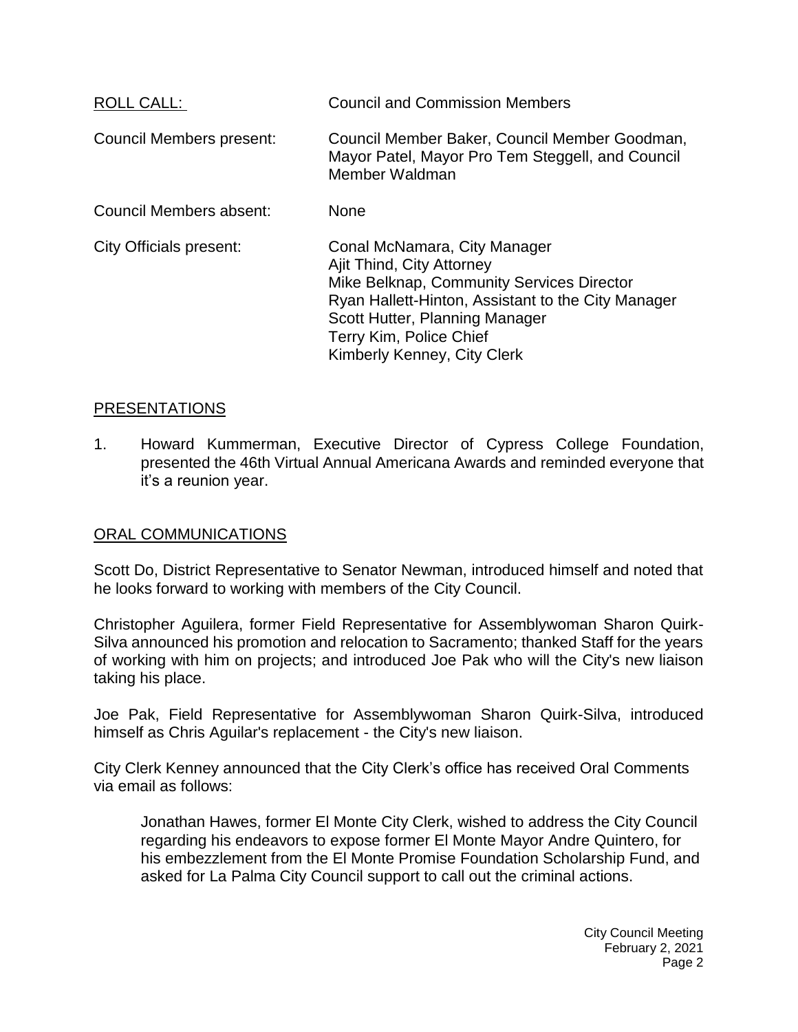ROLL CALL: Council and Commission Members

| | |
|---|---|
| Council Members present: | Council Member Baker, Council Member Goodman, Mayor Patel, Mayor Pro Tem Steggell, and Council Member Waldman |
| Council Members absent: | None |
| City Officials present: | Conal McNamara, City Manager<br>Ajit Thind, City Attorney<br>Mike Belknap, Community Services Director<br>Ryan Hallett-Hinton, Assistant to the City Manager<br>Scott Hutter, Planning Manager<br>Terry Kim, Police Chief<br>Kimberly Kenney, City Clerk |

## PRESENTATIONS

1. Howard Kummerman, Executive Director of Cypress College Foundation, presented the 46th Virtual Annual Americana Awards and reminded everyone that it's a reunion year.

## ORAL COMMUNICATIONS

Scott Do, District Representative to Senator Newman, introduced himself and noted that he looks forward to working with members of the City Council.

Christopher Aguilera, former Field Representative for Assemblywoman Sharon Quirk-Silva announced his promotion and relocation to Sacramento; thanked Staff for the years of working with him on projects; and introduced Joe Pak who will the City's new liaison taking his place.

Joe Pak, Field Representative for Assemblywoman Sharon Quirk-Silva, introduced himself as Chris Aguilar's replacement - the City's new liaison.

City Clerk Kenney announced that the City Clerk's office has received Oral Comments via email as follows:

> Jonathan Hawes, former El Monte City Clerk, wished to address the City Council regarding his endeavors to expose former El Monte Mayor Andre Quintero, for his embezzlement from the El Monte Promise Foundation Scholarship Fund, and asked for La Palma City Council support to call out the criminal actions.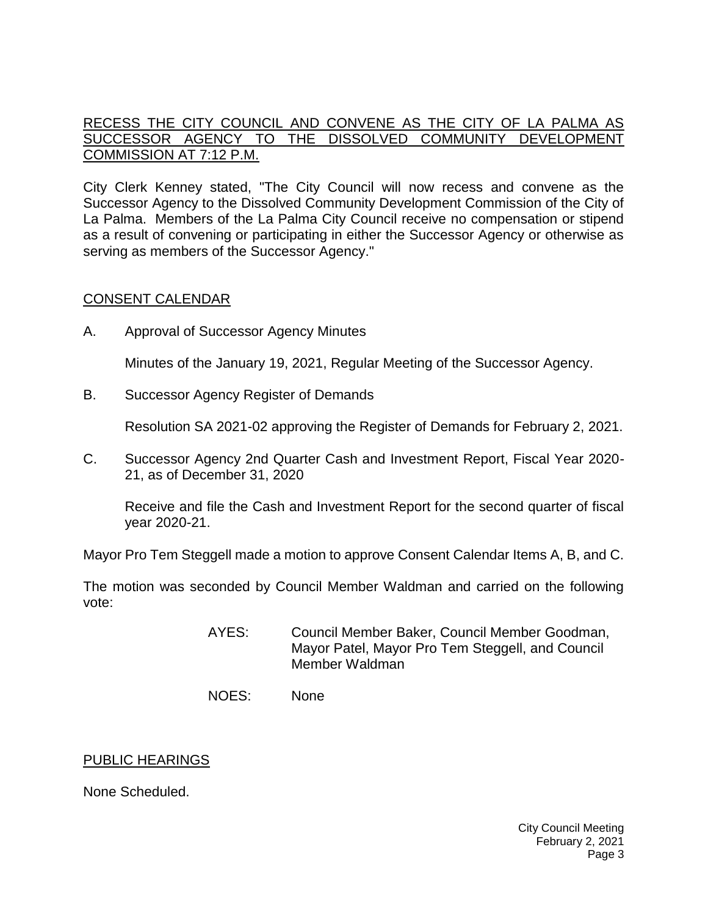## RECESS THE CITY COUNCIL AND CONVENE AS THE CITY OF LA PALMA AS SUCCESSOR AGENCY TO THE DISSOLVED COMMUNITY DEVELOPMENT COMMISSION AT 7:12 P.M.

City Clerk Kenney stated, "The City Council will now recess and convene as the Successor Agency to the Dissolved Community Development Commission of the City of La Palma. Members of the La Palma City Council receive no compensation or stipend as a result of convening or participating in either the Successor Agency or otherwise as serving as members of the Successor Agency."

## CONSENT CALENDAR

A. Approval of Successor Agency Minutes

Minutes of the January 19, 2021, Regular Meeting of the Successor Agency.

B. Successor Agency Register of Demands

Resolution SA 2021-02 approving the Register of Demands for February 2, 2021.

C. Successor Agency 2nd Quarter Cash and Investment Report, Fiscal Year 2020-21, as of December 31, 2020

Receive and file the Cash and Investment Report for the second quarter of fiscal year 2020-21.

Mayor Pro Tem Steggell made a motion to approve Consent Calendar Items A, B, and C.

The motion was seconded by Council Member Waldman and carried on the following vote:

AYES: Council Member Baker, Council Member Goodman, Mayor Patel, Mayor Pro Tem Steggell, and Council Member Waldman

NOES: None

## PUBLIC HEARINGS

None Scheduled.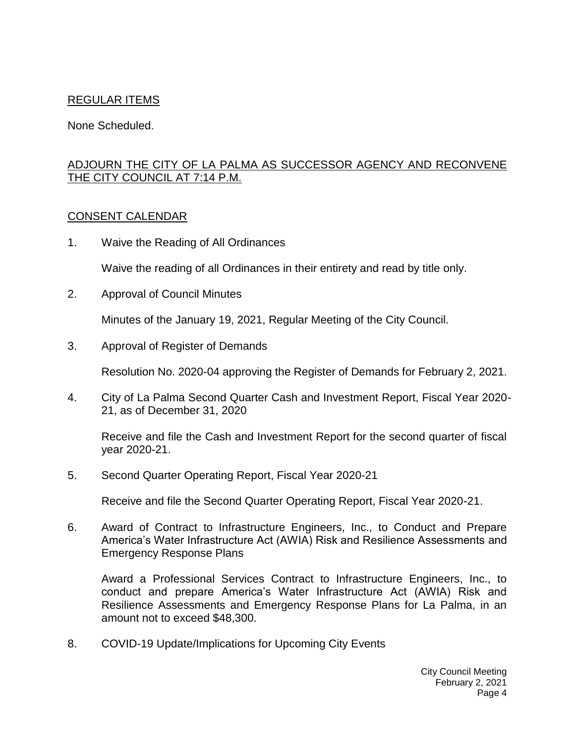## REGULAR ITEMS

None Scheduled.

## ADJOURN THE CITY OF LA PALMA AS SUCCESSOR AGENCY AND RECONVENE THE CITY COUNCIL AT 7:14 P.M.

## CONSENT CALENDAR

1. Waive the Reading of All Ordinances

   Waive the reading of all Ordinances in their entirety and read by title only.

2. Approval of Council Minutes

   Minutes of the January 19, 2021, Regular Meeting of the City Council.

3. Approval of Register of Demands

   Resolution No. 2020-04 approving the Register of Demands for February 2, 2021.

4. City of La Palma Second Quarter Cash and Investment Report, Fiscal Year 2020-21, as of December 31, 2020

   Receive and file the Cash and Investment Report for the second quarter of fiscal year 2020-21.

5. Second Quarter Operating Report, Fiscal Year 2020-21

   Receive and file the Second Quarter Operating Report, Fiscal Year 2020-21.

6. Award of Contract to Infrastructure Engineers, Inc., to Conduct and Prepare America's Water Infrastructure Act (AWIA) Risk and Resilience Assessments and Emergency Response Plans

   Award a Professional Services Contract to Infrastructure Engineers, Inc., to conduct and prepare America's Water Infrastructure Act (AWIA) Risk and Resilience Assessments and Emergency Response Plans for La Palma, in an amount not to exceed $48,300.

8. COVID-19 Update/Implications for Upcoming City Events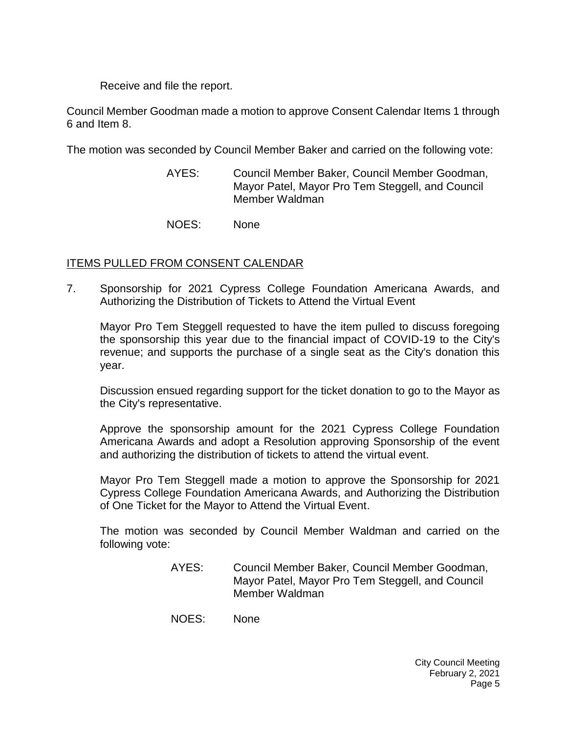Receive and file the report.

Council Member Goodman made a motion to approve Consent Calendar Items 1 through 6 and Item 8.

The motion was seconded by Council Member Baker and carried on the following vote:

AYES: Council Member Baker, Council Member Goodman, Mayor Patel, Mayor Pro Tem Steggell, and Council Member Waldman

NOES: None

ITEMS PULLED FROM CONSENT CALENDAR

7. Sponsorship for 2021 Cypress College Foundation Americana Awards, and Authorizing the Distribution of Tickets to Attend the Virtual Event

   Mayor Pro Tem Steggell requested to have the item pulled to discuss foregoing the sponsorship this year due to the financial impact of COVID-19 to the City's revenue; and supports the purchase of a single seat as the City's donation this year.

   Discussion ensued regarding support for the ticket donation to go to the Mayor as the City's representative.

   Approve the sponsorship amount for the 2021 Cypress College Foundation Americana Awards and adopt a Resolution approving Sponsorship of the event and authorizing the distribution of tickets to attend the virtual event.

   Mayor Pro Tem Steggell made a motion to approve the Sponsorship for 2021 Cypress College Foundation Americana Awards, and Authorizing the Distribution of One Ticket for the Mayor to Attend the Virtual Event.

   The motion was seconded by Council Member Waldman and carried on the following vote:

   AYES: Council Member Baker, Council Member Goodman, Mayor Patel, Mayor Pro Tem Steggell, and Council Member Waldman

   NOES: None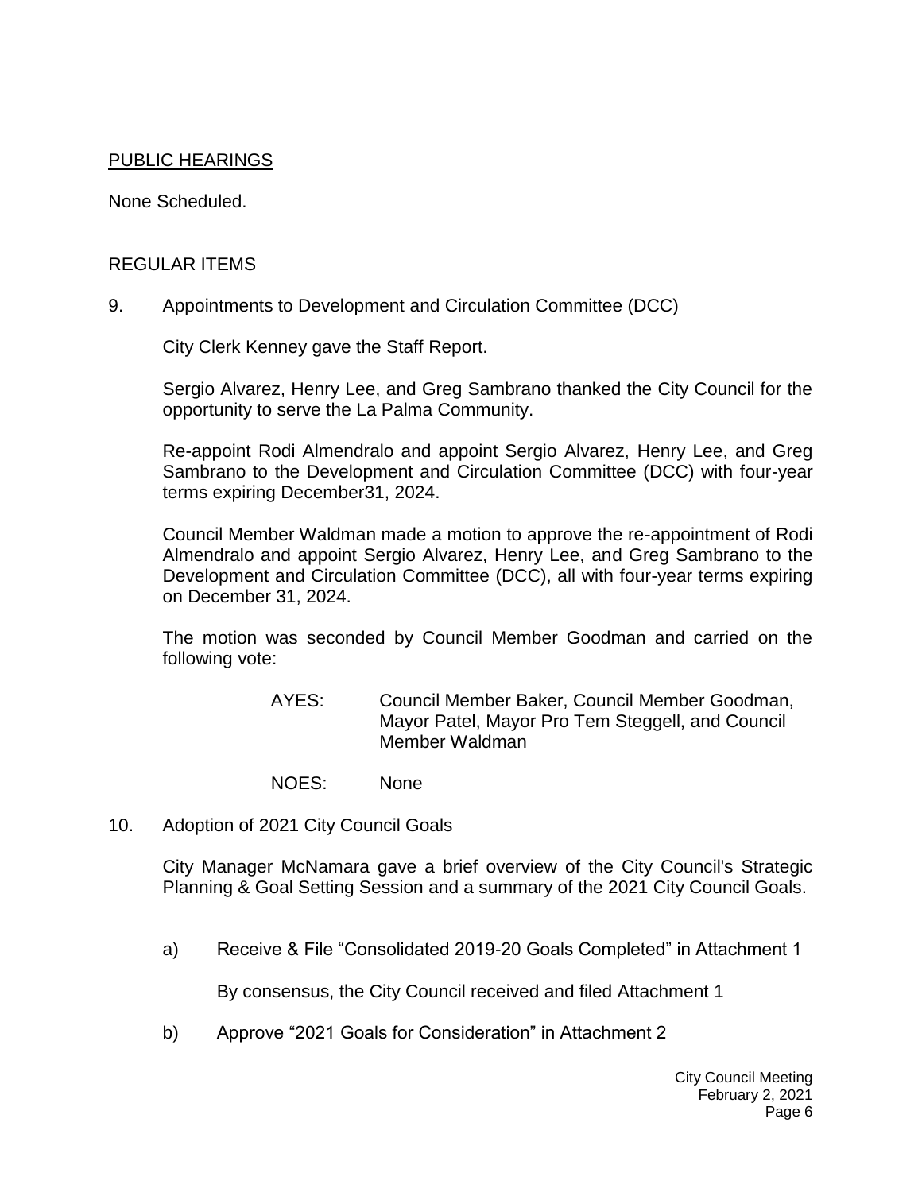PUBLIC HEARINGS

None Scheduled.

REGULAR ITEMS

9. Appointments to Development and Circulation Committee (DCC)

   City Clerk Kenney gave the Staff Report.

   Sergio Alvarez, Henry Lee, and Greg Sambrano thanked the City Council for the opportunity to serve the La Palma Community.

   Re-appoint Rodi Almendralo and appoint Sergio Alvarez, Henry Lee, and Greg Sambrano to the Development and Circulation Committee (DCC) with four-year terms expiring December31, 2024.

   Council Member Waldman made a motion to approve the re-appointment of Rodi Almendralo and appoint Sergio Alvarez, Henry Lee, and Greg Sambrano to the Development and Circulation Committee (DCC), all with four-year terms expiring on December 31, 2024.

   The motion was seconded by Council Member Goodman and carried on the following vote:

   AYES: Council Member Baker, Council Member Goodman, Mayor Patel, Mayor Pro Tem Steggell, and Council Member Waldman

   NOES: None

10. Adoption of 2021 City Council Goals

    City Manager McNamara gave a brief overview of the City Council's Strategic Planning & Goal Setting Session and a summary of the 2021 City Council Goals.

    a) Receive & File "Consolidated 2019-20 Goals Completed" in Attachment 1

       By consensus, the City Council received and filed Attachment 1

    b) Approve "2021 Goals for Consideration" in Attachment 2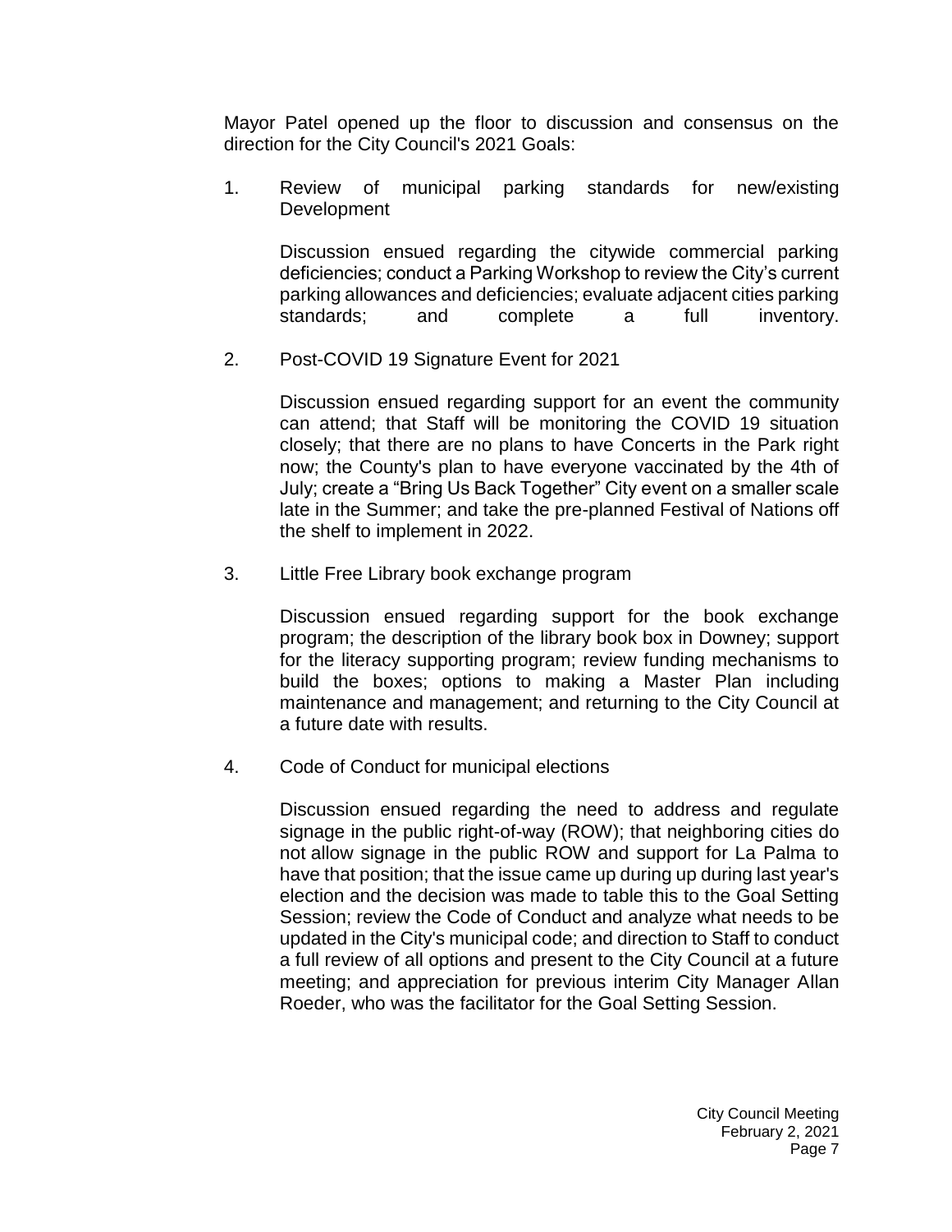Mayor Patel opened up the floor to discussion and consensus on the direction for the City Council's 2021 Goals:

1. Review of municipal parking standards for new/existing Development

   Discussion ensued regarding the citywide commercial parking deficiencies; conduct a Parking Workshop to review the City's current parking allowances and deficiencies; evaluate adjacent cities parking standards; and complete a full inventory.

2. Post-COVID 19 Signature Event for 2021

   Discussion ensued regarding support for an event the community can attend; that Staff will be monitoring the COVID 19 situation closely; that there are no plans to have Concerts in the Park right now; the County's plan to have everyone vaccinated by the 4th of July; create a "Bring Us Back Together" City event on a smaller scale late in the Summer; and take the pre-planned Festival of Nations off the shelf to implement in 2022.

3. Little Free Library book exchange program

   Discussion ensued regarding support for the book exchange program; the description of the library book box in Downey; support for the literacy supporting program; review funding mechanisms to build the boxes; options to making a Master Plan including maintenance and management; and returning to the City Council at a future date with results.

4. Code of Conduct for municipal elections

   Discussion ensued regarding the need to address and regulate signage in the public right-of-way (ROW); that neighboring cities do not allow signage in the public ROW and support for La Palma to have that position; that the issue came up during up during last year's election and the decision was made to table this to the Goal Setting Session; review the Code of Conduct and analyze what needs to be updated in the City's municipal code; and direction to Staff to conduct a full review of all options and present to the City Council at a future meeting; and appreciation for previous interim City Manager Allan Roeder, who was the facilitator for the Goal Setting Session.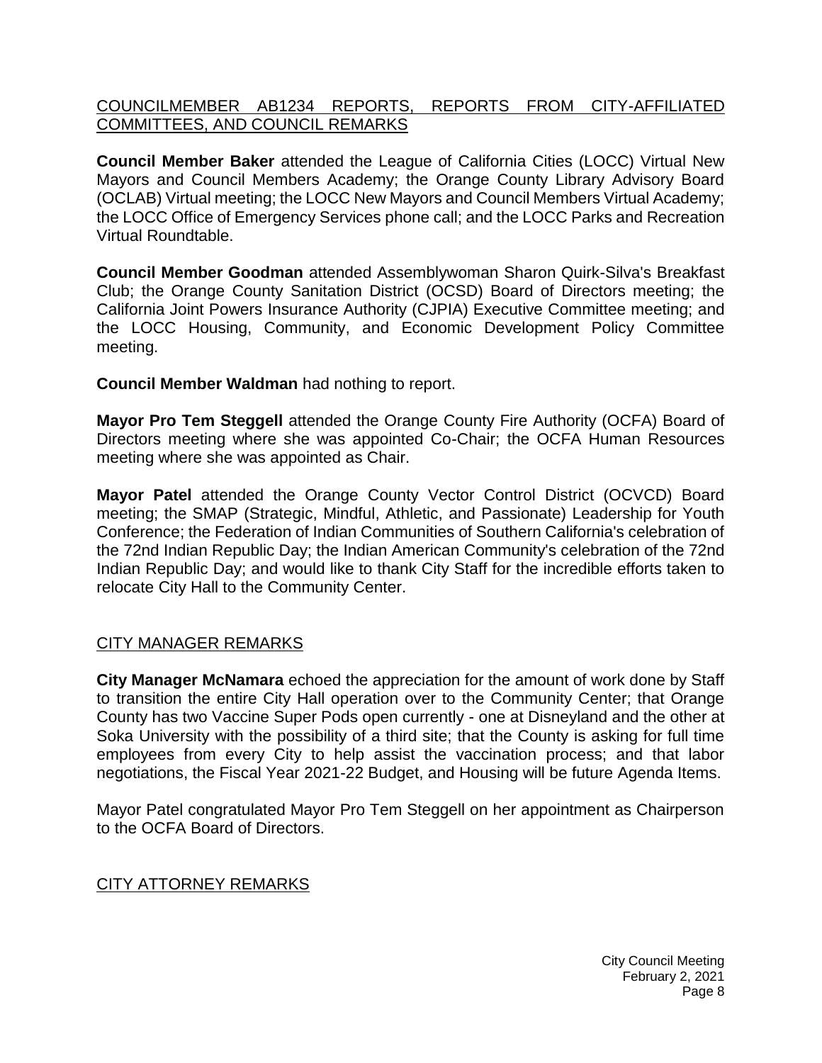## COUNCILMEMBER AB1234 REPORTS, REPORTS FROM CITY-AFFILIATED COMMITTEES, AND COUNCIL REMARKS

**Council Member Baker** attended the League of California Cities (LOCC) Virtual New Mayors and Council Members Academy; the Orange County Library Advisory Board (OCLAB) Virtual meeting; the LOCC New Mayors and Council Members Virtual Academy; the LOCC Office of Emergency Services phone call; and the LOCC Parks and Recreation Virtual Roundtable.

**Council Member Goodman** attended Assemblywoman Sharon Quirk-Silva's Breakfast Club; the Orange County Sanitation District (OCSD) Board of Directors meeting; the California Joint Powers Insurance Authority (CJPIA) Executive Committee meeting; and the LOCC Housing, Community, and Economic Development Policy Committee meeting.

**Council Member Waldman** had nothing to report.

**Mayor Pro Tem Steggell** attended the Orange County Fire Authority (OCFA) Board of Directors meeting where she was appointed Co-Chair; the OCFA Human Resources meeting where she was appointed as Chair.

**Mayor Patel** attended the Orange County Vector Control District (OCVCD) Board meeting; the SMAP (Strategic, Mindful, Athletic, and Passionate) Leadership for Youth Conference; the Federation of Indian Communities of Southern California's celebration of the 72nd Indian Republic Day; the Indian American Community's celebration of the 72nd Indian Republic Day; and would like to thank City Staff for the incredible efforts taken to relocate City Hall to the Community Center.

## CITY MANAGER REMARKS

**City Manager McNamara** echoed the appreciation for the amount of work done by Staff to transition the entire City Hall operation over to the Community Center; that Orange County has two Vaccine Super Pods open currently - one at Disneyland and the other at Soka University with the possibility of a third site; that the County is asking for full time employees from every City to help assist the vaccination process; and that labor negotiations, the Fiscal Year 2021-22 Budget, and Housing will be future Agenda Items.

Mayor Patel congratulated Mayor Pro Tem Steggell on her appointment as Chairperson to the OCFA Board of Directors.

## CITY ATTORNEY REMARKS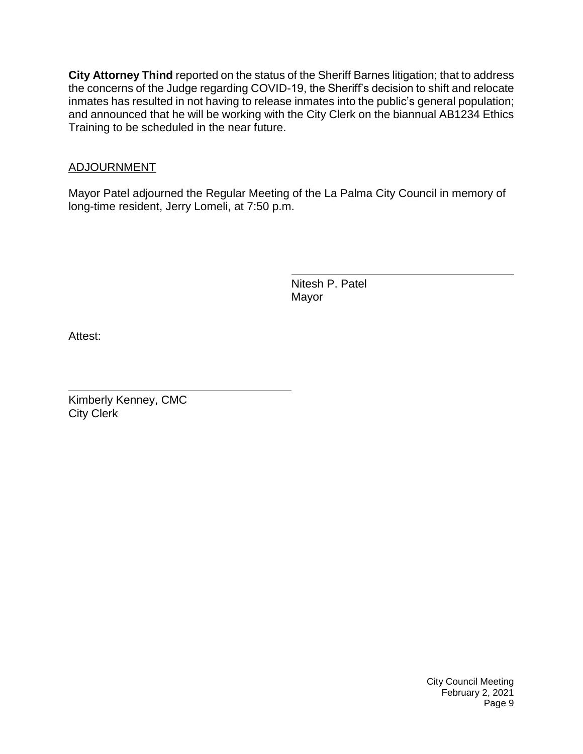**City Attorney Thind** reported on the status of the Sheriff Barnes litigation; that to address the concerns of the Judge regarding COVID-19, the Sheriff's decision to shift and relocate inmates has resulted in not having to release inmates into the public's general population; and announced that he will be working with the City Clerk on the biannual AB1234 Ethics Training to be scheduled in the near future.

## ADJOURNMENT

Mayor Patel adjourned the Regular Meeting of the La Palma City Council in memory of long-time resident, Jerry Lomeli, at 7:50 p.m.

\_\_\_\_\_\_\_\_\_\_\_\_\_\_\_\_\_\_\_\_\_\_\_\_\_\_\_\_\_\_\_\_\_\_\_\_\_\_

Nitesh P. Patel
Mayor

Attest:

\_\_\_\_\_\_\_\_\_\_\_\_\_\_\_\_\_\_\_\_\_\_\_\_\_\_\_\_\_\_\_\_\_\_\_\_\_\_

Kimberly Kenney, CMC
City Clerk